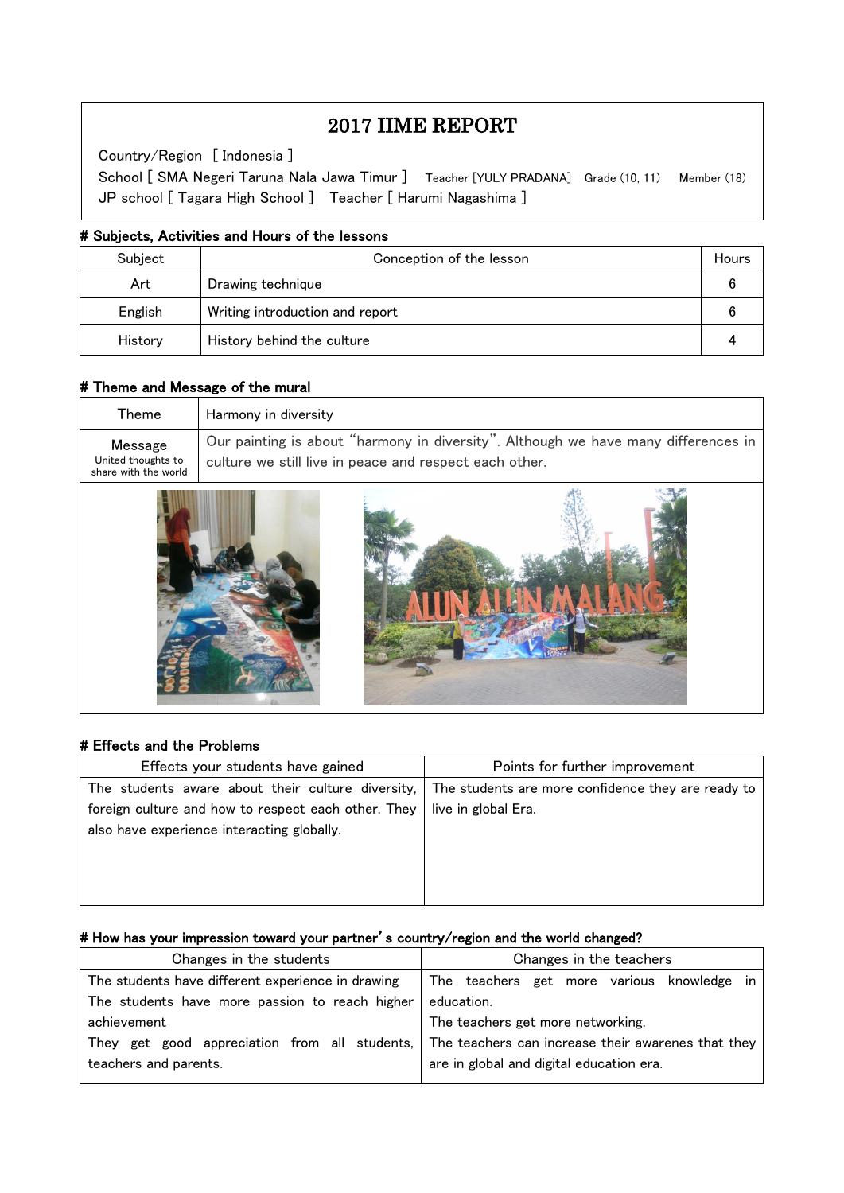# 2017 IIME REPORT

Country/Region [ Indonesia ]

School [ SMA Negeri Taruna Nala Jawa Timur ] Teacher [YULY PRADANA] Grade (10, 11) Member (18)

JP school [ Tagara High School ] Teacher [ Harumi Nagashima ]

## # Subjects, Activities and Hours of the lessons

| Subject | Conception of the lesson | Hours |
|---|---|---|
| Art | Drawing technique | 6 |
| English | Writing introduction and report | 6 |
| History | History behind the culture | 4 |

## # Theme and Message of the mural

| | |
|---|---|
| Theme | Harmony in diversity |
| Message<br>United thoughts to share with the world | Our painting is about "harmony in diversity". Although we have many differences in culture we still live in peace and respect each other. |

## # Effects and the Problems

| Effects your students have gained | Points for further improvement |
|---|---|
| The students aware about their culture diversity, foreign culture and how to respect each other. They also have experience interacting globally. | The students are more confidence they are ready to live in global Era. |

## # How has your impression toward your partner's country/region and the world changed?

| Changes in the students | Changes in the teachers |
|---|---|
| The students have different experience in drawing<br>The students have more passion to reach higher achievement<br>They get good appreciation from all students, teachers and parents. | The teachers get more various knowledge in education.<br>The teachers get more networking.<br>The teachers can increase their awarenes that they are in global and digital education era. |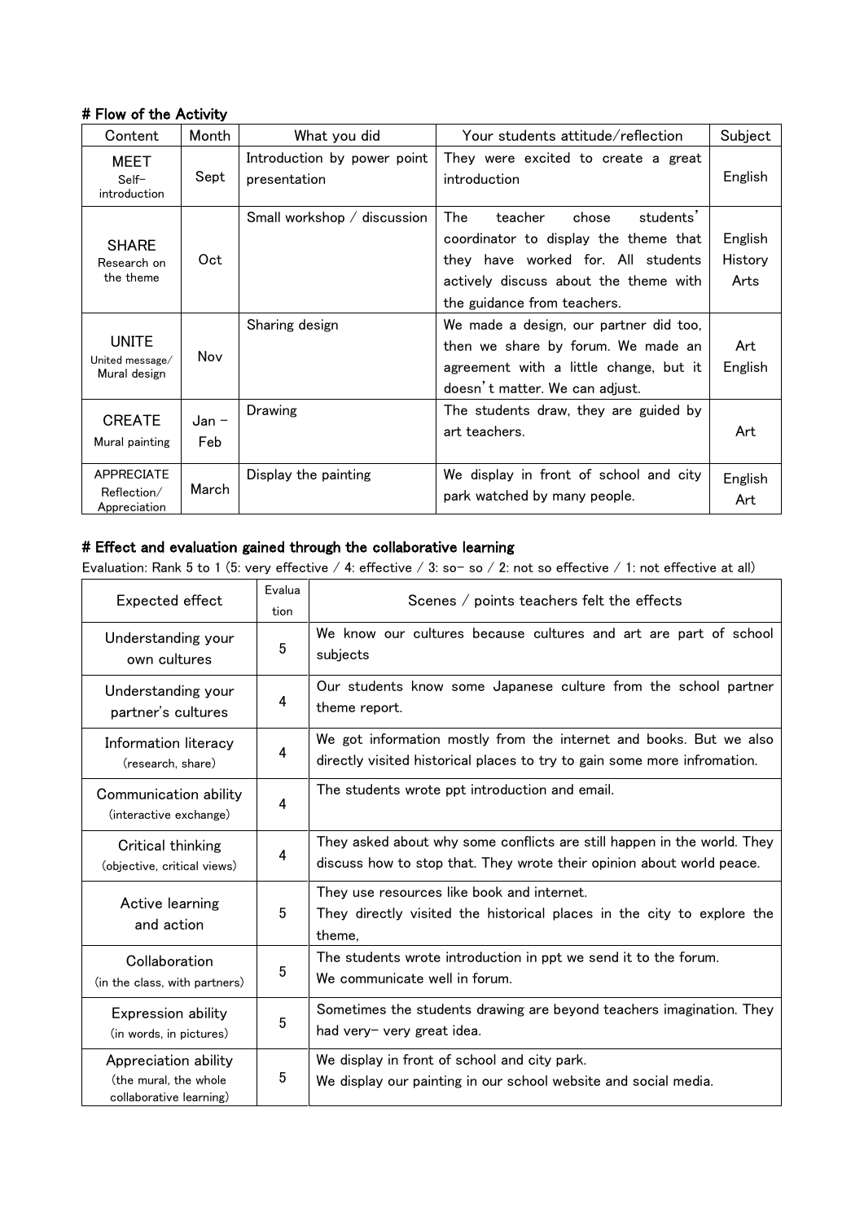# Flow of the Activity

| Content | Month | What you did | Your students attitude/reflection | Subject |
|---|---|---|---|---|
| MEET<br>Self-introduction | Sept | Introduction by power point presentation | They were excited to create a great introduction | English |
| SHARE<br>Research on the theme | Oct | Small workshop / discussion | The teacher chose students' coordinator to display the theme that they have worked for. All students actively discuss about the theme with the guidance from teachers. | English<br>History<br>Arts |
| UNITE<br>United message/ Mural design | Nov | Sharing design | We made a design, our partner did too, then we share by forum. We made an agreement with a little change, but it doesn't matter. We can adjust. | Art<br>English |
| CREATE<br>Mural painting | Jan – Feb | Drawing | The students draw, they are guided by art teachers. | Art |
| APPRECIATE<br>Reflection/ Appreciation | March | Display the painting | We display in front of school and city park watched by many people. | English<br>Art |

# Effect and evaluation gained through the collaborative learning

Evaluation: Rank 5 to 1 (5: very effective / 4: effective / 3: so- so / 2: not so effective / 1: not effective at all)

| Expected effect | Evaluation | Scenes / points teachers felt the effects |
|---|---|---|
| Understanding your own cultures | 5 | We know our cultures because cultures and art are part of school subjects |
| Understanding your partner's cultures | 4 | Our students know some Japanese culture from the school partner theme report. |
| Information literacy<br>(research, share) | 4 | We got information mostly from the internet and books. But we also directly visited historical places to try to gain some more infromation. |
| Communication ability<br>(interactive exchange) | 4 | The students wrote ppt introduction and email. |
| Critical thinking<br>(objective, critical views) | 4 | They asked about why some conflicts are still happen in the world. They discuss how to stop that. They wrote their opinion about world peace. |
| Active learning and action | 5 | They use resources like book and internet.<br>They directly visited the historical places in the city to explore the theme, |
| Collaboration<br>(in the class, with partners) | 5 | The students wrote introduction in ppt we send it to the forum.<br>We communicate well in forum. |
| Expression ability<br>(in words, in pictures) | 5 | Sometimes the students drawing are beyond teachers imagination. They had very- very great idea. |
| Appreciation ability<br>(the mural, the whole collaborative learning) | 5 | We display in front of school and city park.<br>We display our painting in our school website and social media. |